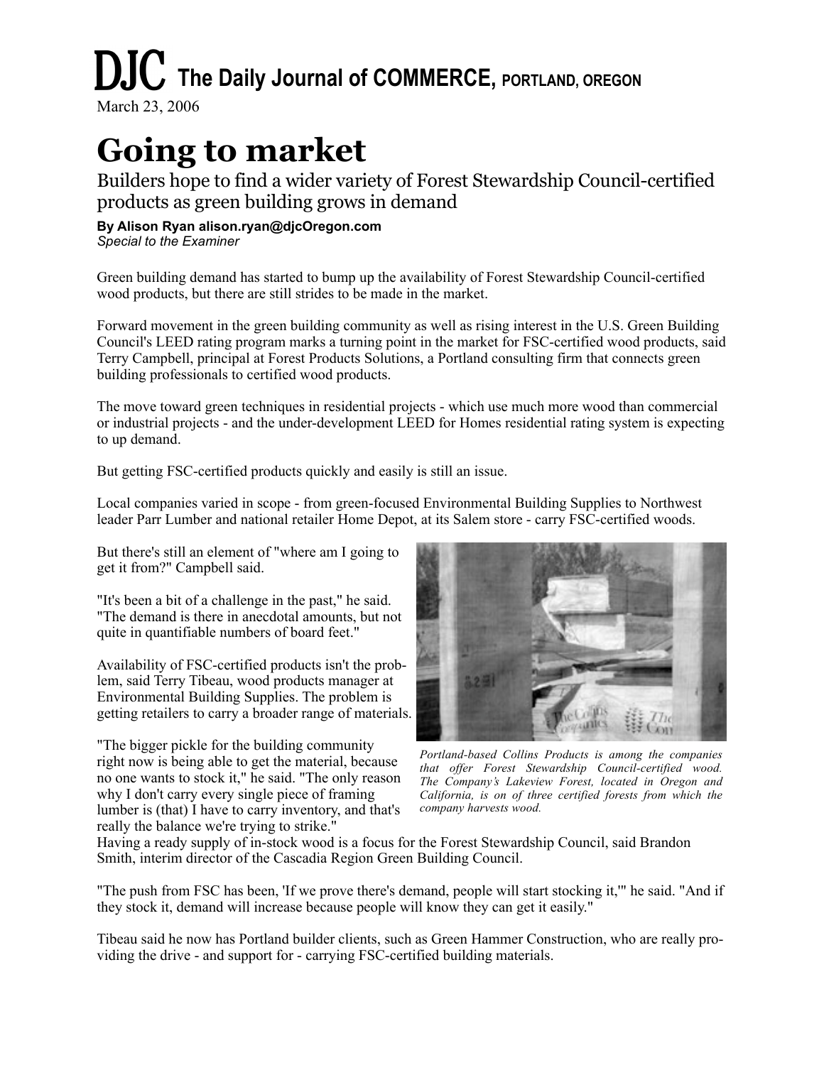**DJC The Daily Journal of COMMERCE, PORTLAND, OREGON**

March 23, 2006

# Going to market

Builders hope to find a wider variety of Forest Stewardship Council-certified products as green building grows in demand

**By Alison Ryan alison.ryan@djcOregon.com**
*Special to the Examiner*

Green building demand has started to bump up the availability of Forest Stewardship Council-certified wood products, but there are still strides to be made in the market.

Forward movement in the green building community as well as rising interest in the U.S. Green Building Council's LEED rating program marks a turning point in the market for FSC-certified wood products, said Terry Campbell, principal at Forest Products Solutions, a Portland consulting firm that connects green building professionals to certified wood products.

The move toward green techniques in residential projects - which use much more wood than commercial or industrial projects - and the under-development LEED for Homes residential rating system is expecting to up demand.

But getting FSC-certified products quickly and easily is still an issue.

Local companies varied in scope - from green-focused Environmental Building Supplies to Northwest leader Parr Lumber and national retailer Home Depot, at its Salem store - carry FSC-certified woods.

But there's still an element of "where am I going to get it from?" Campbell said.

"It's been a bit of a challenge in the past," he said. "The demand is there in anecdotal amounts, but not quite in quantifiable numbers of board feet."

Availability of FSC-certified products isn't the problem, said Terry Tibeau, wood products manager at Environmental Building Supplies. The problem is getting retailers to carry a broader range of materials.

"The bigger pickle for the building community right now is being able to get the material, because no one wants to stock it," he said. "The only reason why I don't carry every single piece of framing lumber is (that) I have to carry inventory, and that's really the balance we're trying to strike."

*Portland-based Collins Products is among the companies that offer Forest Stewardship Council-certified wood. The Company's Lakeview Forest, located in Oregon and California, is on of three certified forests from which the company harvests wood.*

Having a ready supply of in-stock wood is a focus for the Forest Stewardship Council, said Brandon Smith, interim director of the Cascadia Region Green Building Council.

"The push from FSC has been, 'If we prove there's demand, people will start stocking it,'" he said. "And if they stock it, demand will increase because people will know they can get it easily."

Tibeau said he now has Portland builder clients, such as Green Hammer Construction, who are really providing the drive - and support for - carrying FSC-certified building materials.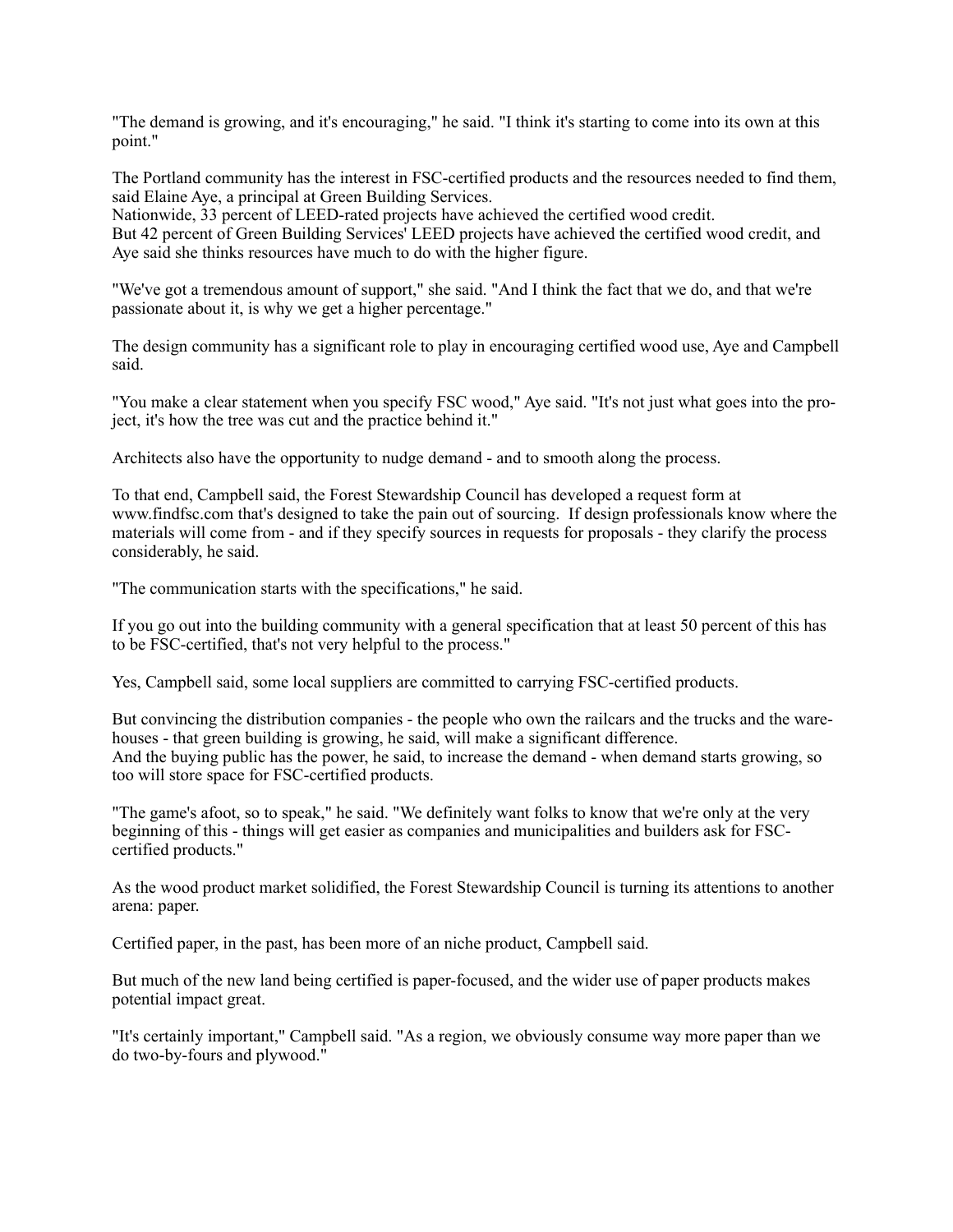"The demand is growing, and it's encouraging," he said. "I think it's starting to come into its own at this point."

The Portland community has the interest in FSC-certified products and the resources needed to find them, said Elaine Aye, a principal at Green Building Services.
Nationwide, 33 percent of LEED-rated projects have achieved the certified wood credit.
But 42 percent of Green Building Services' LEED projects have achieved the certified wood credit, and Aye said she thinks resources have much to do with the higher figure.

"We've got a tremendous amount of support," she said. "And I think the fact that we do, and that we're passionate about it, is why we get a higher percentage."

The design community has a significant role to play in encouraging certified wood use, Aye and Campbell said.

"You make a clear statement when you specify FSC wood," Aye said. "It's not just what goes into the project, it's how the tree was cut and the practice behind it."

Architects also have the opportunity to nudge demand - and to smooth along the process.

To that end, Campbell said, the Forest Stewardship Council has developed a request form at www.findfsc.com that's designed to take the pain out of sourcing. If design professionals know where the materials will come from - and if they specify sources in requests for proposals - they clarify the process considerably, he said.

"The communication starts with the specifications," he said.

If you go out into the building community with a general specification that at least 50 percent of this has to be FSC-certified, that's not very helpful to the process."

Yes, Campbell said, some local suppliers are committed to carrying FSC-certified products.

But convincing the distribution companies - the people who own the railcars and the trucks and the warehouses - that green building is growing, he said, will make a significant difference.
And the buying public has the power, he said, to increase the demand - when demand starts growing, so too will store space for FSC-certified products.

"The game's afoot, so to speak," he said. "We definitely want folks to know that we're only at the very beginning of this - things will get easier as companies and municipalities and builders ask for FSC-certified products."

As the wood product market solidified, the Forest Stewardship Council is turning its attentions to another arena: paper.

Certified paper, in the past, has been more of an niche product, Campbell said.

But much of the new land being certified is paper-focused, and the wider use of paper products makes potential impact great.

"It's certainly important," Campbell said. "As a region, we obviously consume way more paper than we do two-by-fours and plywood."